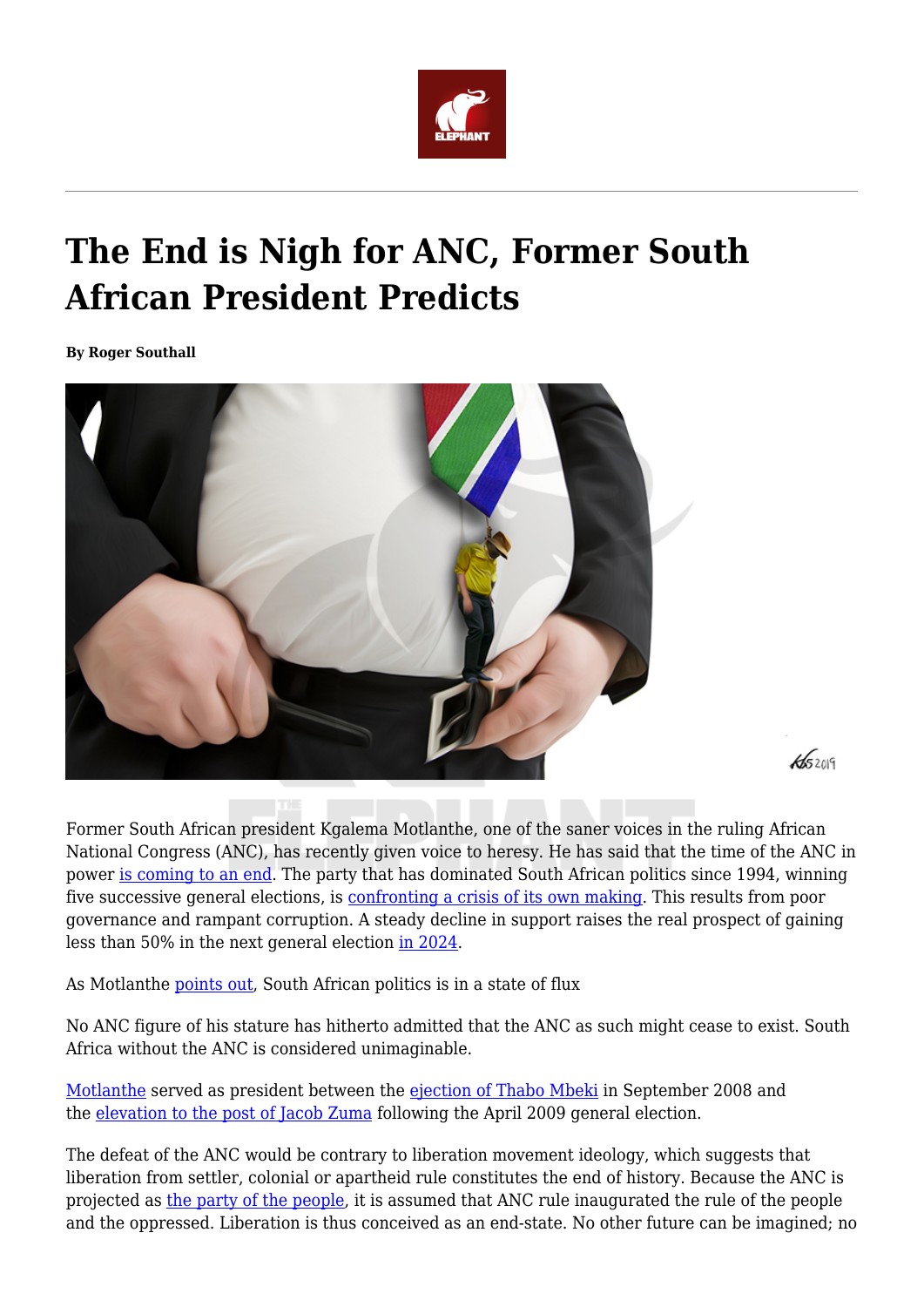# The End is Nigh for ANC, Former South African President Predicts

**By Roger Southall**

Former South African president Kgalema Motlanthe, one of the saner voices in the ruling African National Congress (ANC), has recently given voice to heresy. He has said that the time of the ANC in power is coming to an end. The party that has dominated South African politics since 1994, winning five successive general elections, is confronting a crisis of its own making. This results from poor governance and rampant corruption. A steady decline in support raises the real prospect of gaining less than 50% in the next general election in 2024.

As Motlanthe points out, South African politics is in a state of flux

No ANC figure of his stature has hitherto admitted that the ANC as such might cease to exist. South Africa without the ANC is considered unimaginable.

Motlanthe served as president between the ejection of Thabo Mbeki in September 2008 and the elevation to the post of Jacob Zuma following the April 2009 general election.

The defeat of the ANC would be contrary to liberation movement ideology, which suggests that liberation from settler, colonial or apartheid rule constitutes the end of history. Because the ANC is projected as the party of the people, it is assumed that ANC rule inaugurated the rule of the people and the oppressed. Liberation is thus conceived as an end-state. No other future can be imagined; no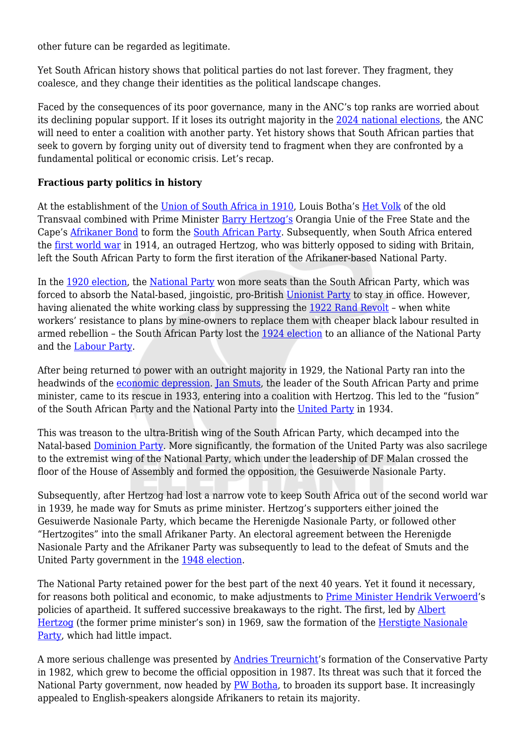other future can be regarded as legitimate.

Yet South African history shows that political parties do not last forever. They fragment, they coalesce, and they change their identities as the political landscape changes.

Faced by the consequences of its poor governance, many in the ANC's top ranks are worried about its declining popular support. If it loses its outright majority in the 2024 national elections, the ANC will need to enter a coalition with another party. Yet history shows that South African parties that seek to govern by forging unity out of diversity tend to fragment when they are confronted by a fundamental political or economic crisis. Let's recap.

**Fractious party politics in history**

At the establishment of the Union of South Africa in 1910, Louis Botha's Het Volk of the old Transvaal combined with Prime Minister Barry Hertzog's Orangia Unie of the Free State and the Cape's Afrikaner Bond to form the South African Party. Subsequently, when South Africa entered the first world war in 1914, an outraged Hertzog, who was bitterly opposed to siding with Britain, left the South African Party to form the first iteration of the Afrikaner-based National Party.

In the 1920 election, the National Party won more seats than the South African Party, which was forced to absorb the Natal-based, jingoistic, pro-British Unionist Party to stay in office. However, having alienated the white working class by suppressing the 1922 Rand Revolt – when white workers' resistance to plans by mine-owners to replace them with cheaper black labour resulted in armed rebellion – the South African Party lost the 1924 election to an alliance of the National Party and the Labour Party.

After being returned to power with an outright majority in 1929, the National Party ran into the headwinds of the economic depression. Jan Smuts, the leader of the South African Party and prime minister, came to its rescue in 1933, entering into a coalition with Hertzog. This led to the "fusion" of the South African Party and the National Party into the United Party in 1934.

This was treason to the ultra-British wing of the South African Party, which decamped into the Natal-based Dominion Party. More significantly, the formation of the United Party was also sacrilege to the extremist wing of the National Party, which under the leadership of DF Malan crossed the floor of the House of Assembly and formed the opposition, the Gesuiwerde Nasionale Party.

Subsequently, after Hertzog had lost a narrow vote to keep South Africa out of the second world war in 1939, he made way for Smuts as prime minister. Hertzog's supporters either joined the Gesuiwerde Nasionale Party, which became the Herenigde Nasionale Party, or followed other "Hertzogites" into the small Afrikaner Party. An electoral agreement between the Herenigde Nasionale Party and the Afrikaner Party was subsequently to lead to the defeat of Smuts and the United Party government in the 1948 election.

The National Party retained power for the best part of the next 40 years. Yet it found it necessary, for reasons both political and economic, to make adjustments to Prime Minister Hendrik Verwoerd's policies of apartheid. It suffered successive breakaways to the right. The first, led by Albert Hertzog (the former prime minister's son) in 1969, saw the formation of the Herstigte Nasionale Party, which had little impact.

A more serious challenge was presented by Andries Treurnicht's formation of the Conservative Party in 1982, which grew to become the official opposition in 1987. Its threat was such that it forced the National Party government, now headed by PW Botha, to broaden its support base. It increasingly appealed to English-speakers alongside Afrikaners to retain its majority.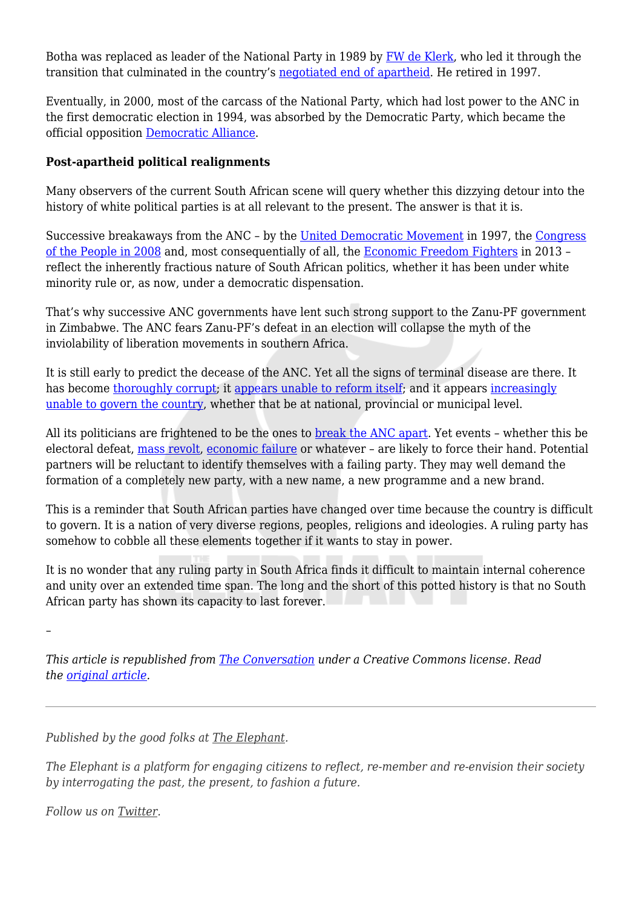Botha was replaced as leader of the National Party in 1989 by FW de Klerk, who led it through the transition that culminated in the country's negotiated end of apartheid. He retired in 1997.

Eventually, in 2000, most of the carcass of the National Party, which had lost power to the ANC in the first democratic election in 1994, was absorbed by the Democratic Party, which became the official opposition Democratic Alliance.

**Post-apartheid political realignments**

Many observers of the current South African scene will query whether this dizzying detour into the history of white political parties is at all relevant to the present. The answer is that it is.

Successive breakaways from the ANC – by the United Democratic Movement in 1997, the Congress of the People in 2008 and, most consequentially of all, the Economic Freedom Fighters in 2013 – reflect the inherently fractious nature of South African politics, whether it has been under white minority rule or, as now, under a democratic dispensation.

That's why successive ANC governments have lent such strong support to the Zanu-PF government in Zimbabwe. The ANC fears Zanu-PF's defeat in an election will collapse the myth of the inviolability of liberation movements in southern Africa.

It is still early to predict the decease of the ANC. Yet all the signs of terminal disease are there. It has become thoroughly corrupt; it appears unable to reform itself; and it appears increasingly unable to govern the country, whether that be at national, provincial or municipal level.

All its politicians are frightened to be the ones to break the ANC apart. Yet events – whether this be electoral defeat, mass revolt, economic failure or whatever – are likely to force their hand. Potential partners will be reluctant to identify themselves with a failing party. They may well demand the formation of a completely new party, with a new name, a new programme and a new brand.

This is a reminder that South African parties have changed over time because the country is difficult to govern. It is a nation of very diverse regions, peoples, religions and ideologies. A ruling party has somehow to cobble all these elements together if it wants to stay in power.

It is no wonder that any ruling party in South Africa finds it difficult to maintain internal coherence and unity over an extended time span. The long and the short of this potted history is that no South African party has shown its capacity to last forever.

–

*This article is republished from The Conversation under a Creative Commons license. Read the original article.*

---

*Published by the good folks at The Elephant.*

*The Elephant is a platform for engaging citizens to reflect, re-member and re-envision their society by interrogating the past, the present, to fashion a future.*

*Follow us on Twitter.*